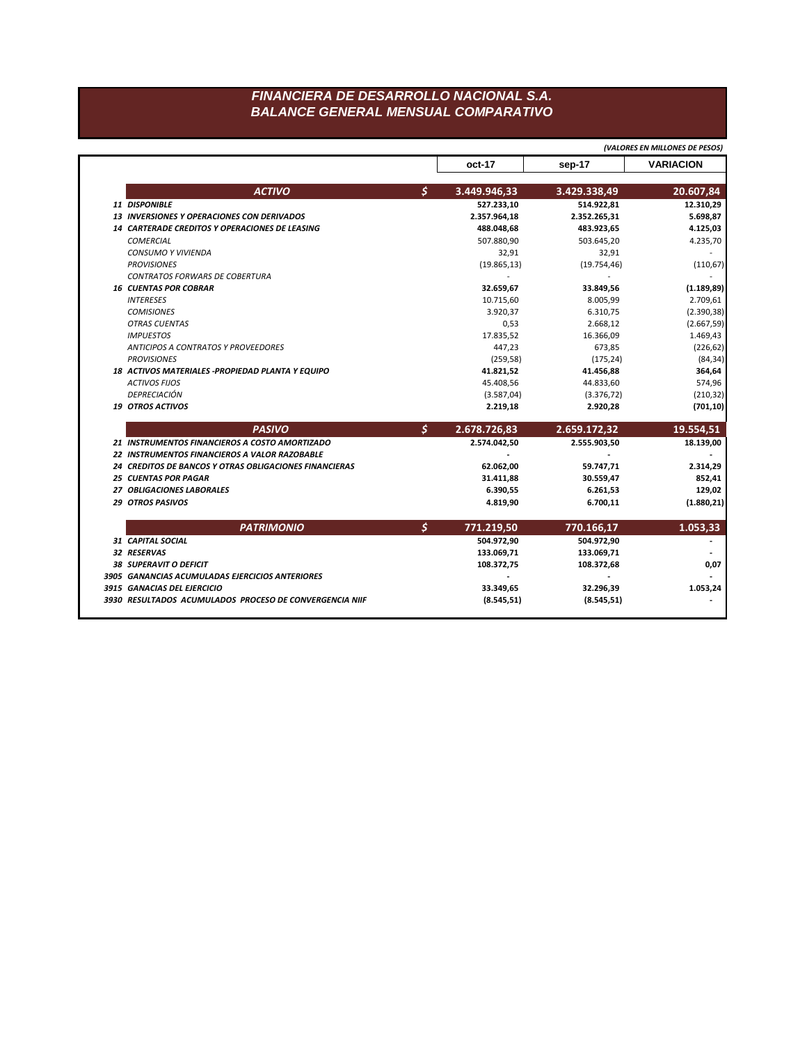# FINANCIERA DE DESARROLLO NACIONAL S.A.
## BALANCE GENERAL MENSUAL COMPARATIVO

*(VALORES EN MILLONES DE PESOS)*

| | | oct-17 | sep-17 | VARIACION |
|---|---|---|---|---|
| **ACTIVO** | **$** | **3.449.946,33** | **3.429.338,49** | **20.607,84** |
| **11 DISPONIBLE** | | **527.233,10** | **514.922,81** | **12.310,29** |
| **13 INVERSIONES Y OPERACIONES CON DERIVADOS** | | **2.357.964,18** | **2.352.265,31** | **5.698,87** |
| **14 CARTERADE CREDITOS Y OPERACIONES DE LEASING** | | **488.048,68** | **483.923,65** | **4.125,03** |
| *COMERCIAL* | | 507.880,90 | 503.645,20 | 4.235,70 |
| *CONSUMO Y VIVIENDA* | | 32,91 | 32,91 | - |
| *PROVISIONES* | | (19.865,13) | (19.754,46) | (110,67) |
| *CONTRATOS FORWARS DE COBERTURA* | | - | - | - |
| **16 CUENTAS POR COBRAR** | | **32.659,67** | **33.849,56** | **(1.189,89)** |
| *INTERESES* | | 10.715,60 | 8.005,99 | 2.709,61 |
| *COMISIONES* | | 3.920,37 | 6.310,75 | (2.390,38) |
| *OTRAS CUENTAS* | | 0,53 | 2.668,12 | (2.667,59) |
| *IMPUESTOS* | | 17.835,52 | 16.366,09 | 1.469,43 |
| *ANTICIPOS A CONTRATOS Y PROVEEDORES* | | 447,23 | 673,85 | (226,62) |
| *PROVISIONES* | | (259,58) | (175,24) | (84,34) |
| **18 ACTIVOS MATERIALES -PROPIEDAD PLANTA Y EQUIPO** | | **41.821,52** | **41.456,88** | **364,64** |
| *ACTIVOS FIJOS* | | 45.408,56 | 44.833,60 | 574,96 |
| *DEPRECIACIÓN* | | (3.587,04) | (3.376,72) | (210,32) |
| **19 OTROS ACTIVOS** | | **2.219,18** | **2.920,28** | **(701,10)** |
| **PASIVO** | **$** | **2.678.726,83** | **2.659.172,32** | **19.554,51** |
| **21 INSTRUMENTOS FINANCIEROS A COSTO AMORTIZADO** | | **2.574.042,50** | **2.555.903,50** | **18.139,00** |
| **22 INSTRUMENTOS FINANCIEROS A VALOR RAZOBABLE** | | - | - | - |
| **24 CREDITOS DE BANCOS Y OTRAS OBLIGACIONES FINANCIERAS** | | **62.062,00** | **59.747,71** | **2.314,29** |
| **25 CUENTAS POR PAGAR** | | **31.411,88** | **30.559,47** | **852,41** |
| **27 OBLIGACIONES LABORALES** | | **6.390,55** | **6.261,53** | **129,02** |
| **29 OTROS PASIVOS** | | **4.819,90** | **6.700,11** | **(1.880,21)** |
| **PATRIMONIO** | **$** | **771.219,50** | **770.166,17** | **1.053,33** |
| **31 CAPITAL SOCIAL** | | **504.972,90** | **504.972,90** | - |
| **32 RESERVAS** | | **133.069,71** | **133.069,71** | - |
| **38 SUPERAVIT O DEFICIT** | | **108.372,75** | **108.372,68** | **0,07** |
| **3905 GANANCIAS ACUMULADAS EJERCICIOS ANTERIORES** | | - | - | - |
| **3915 GANACIAS DEL EJERCICIO** | | **33.349,65** | **32.296,39** | **1.053,24** |
| **3930 RESULTADOS ACUMULADOS PROCESO DE CONVERGENCIA NIIF** | | **(8.545,51)** | **(8.545,51)** | - |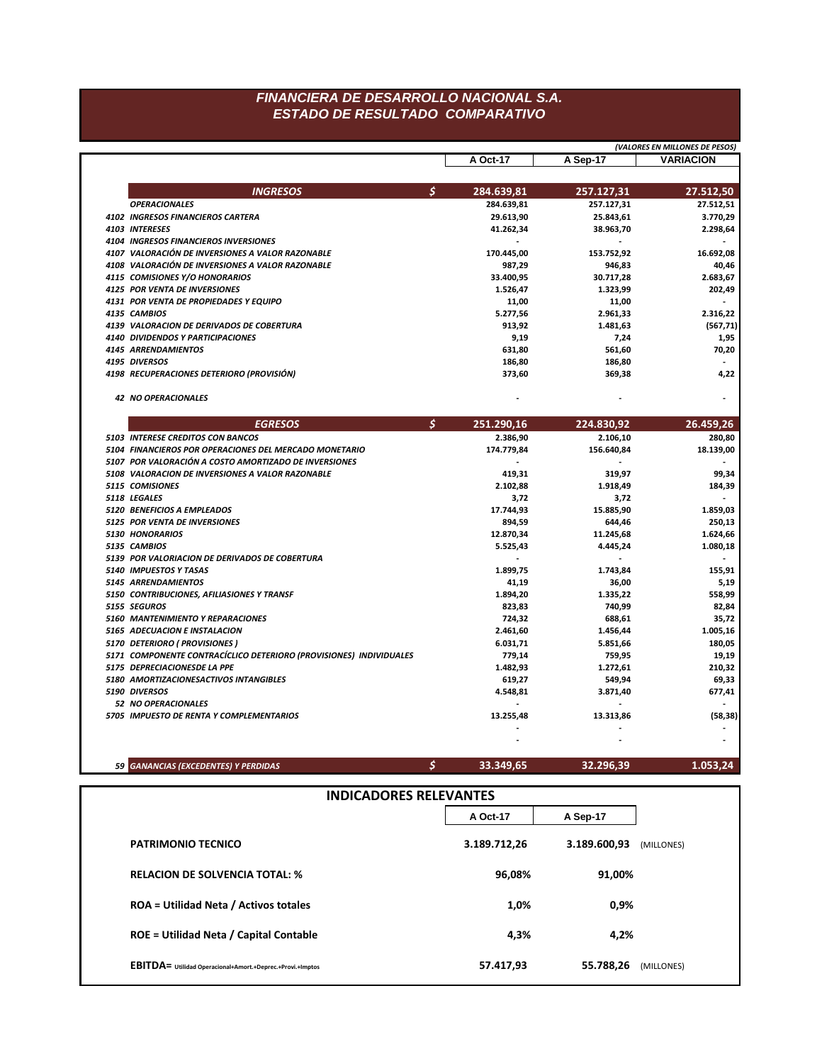# FINANCIERA DE DESARROLLO NACIONAL S.A.
## ESTADO DE RESULTADO COMPARATIVO

*(VALORES EN MILLONES DE PESOS)*

| | | A Oct-17 | A Sep-17 | VARIACION |
|---|---|---|---|---|
| **INGRESOS** | $ | **284.639,81** | **257.127,31** | **27.512,50** |
| **OPERACIONALES** | | 284.639,81 | 257.127,31 | 27.512,51 |
| 4102 INGRESOS FINANCIEROS CARTERA | | 29.613,90 | 25.843,61 | 3.770,29 |
| 4103 INTERESES | | 41.262,34 | 38.963,70 | 2.298,64 |
| 4104 INGRESOS FINANCIEROS INVERSIONES | | - | - | - |
| 4107 VALORACIÓN DE INVERSIONES A VALOR RAZONABLE | | 170.445,00 | 153.752,92 | 16.692,08 |
| 4108 VALORACIÓN DE INVERSIONES A VALOR RAZONABLE | | 987,29 | 946,83 | 40,46 |
| 4115 COMISIONES Y/O HONORARIOS | | 33.400,95 | 30.717,28 | 2.683,67 |
| 4125 POR VENTA DE INVERSIONES | | 1.526,47 | 1.323,99 | 202,49 |
| 4131 POR VENTA DE PROPIEDADES Y EQUIPO | | 11,00 | 11,00 | - |
| 4135 CAMBIOS | | 5.277,56 | 2.961,33 | 2.316,22 |
| 4139 VALORACION DE DERIVADOS DE COBERTURA | | 913,92 | 1.481,63 | (567,71) |
| 4140 DIVIDENDOS Y PARTICIPACIONES | | 9,19 | 7,24 | 1,95 |
| 4145 ARRENDAMIENTOS | | 631,80 | 561,60 | 70,20 |
| 4195 DIVERSOS | | 186,80 | 186,80 | - |
| 4198 RECUPERACIONES DETERIORO (PROVISIÓN) | | 373,60 | 369,38 | 4,22 |
| 42 NO OPERACIONALES | | - | - | - |
| **EGRESOS** | $ | **251.290,16** | **224.830,92** | **26.459,26** |
| 5103 INTERESE CREDITOS CON BANCOS | | 2.386,90 | 2.106,10 | 280,80 |
| 5104 FINANCIEROS POR OPERACIONES DEL MERCADO MONETARIO | | 174.779,84 | 156.640,84 | 18.139,00 |
| 5107 POR VALORACIÓN A COSTO AMORTIZADO DE INVERSIONES | | - | - | - |
| 5108 VALORACION DE INVERSIONES A VALOR RAZONABLE | | 419,31 | 319,97 | 99,34 |
| 5115 COMISIONES | | 2.102,88 | 1.918,49 | 184,39 |
| 5118 LEGALES | | 3,72 | 3,72 | - |
| 5120 BENEFICIOS A EMPLEADOS | | 17.744,93 | 15.885,90 | 1.859,03 |
| 5125 POR VENTA DE INVERSIONES | | 894,59 | 644,46 | 250,13 |
| 5130 HONORARIOS | | 12.870,34 | 11.245,68 | 1.624,66 |
| 5135 CAMBIOS | | 5.525,43 | 4.445,24 | 1.080,18 |
| 5139 POR VALORIACION DE DERIVADOS DE COBERTURA | | - | - | - |
| 5140 IMPUESTOS Y TASAS | | 1.899,75 | 1.743,84 | 155,91 |
| 5145 ARRENDAMIENTOS | | 41,19 | 36,00 | 5,19 |
| 5150 CONTRIBUCIONES, AFILIASIONES Y TRANSF | | 1.894,20 | 1.335,22 | 558,99 |
| 5155 SEGUROS | | 823,83 | 740,99 | 82,84 |
| 5160 MANTENIMIENTO Y REPARACIONES | | 724,32 | 688,61 | 35,72 |
| 5165 ADECUACION E INSTALACION | | 2.461,60 | 1.456,44 | 1.005,16 |
| 5170 DETERIORO ( PROVISIONES ) | | 6.031,71 | 5.851,66 | 180,05 |
| 5171 COMPONENTE CONTRACÍCLICO DETERIORO (PROVISIONES) INDIVIDUALES | | 779,14 | 759,95 | 19,19 |
| 5175 DEPRECIACIONESDE LA PPE | | 1.482,93 | 1.272,61 | 210,32 |
| 5180 AMORTIZACIONESACTIVOS INTANGIBLES | | 619,27 | 549,94 | 69,33 |
| 5190 DIVERSOS | | 4.548,81 | 3.871,40 | 677,41 |
| 52 NO OPERACIONALES | | - | - | - |
| 5705 IMPUESTO DE RENTA Y COMPLEMENTARIOS | | 13.255,48 | 13.313,86 | (58,38) |
| | | - | - | - |
| | | - | - | - |
| **59 GANANCIAS (EXCEDENTES) Y PERDIDAS** | $ | **33.349,65** | **32.296,39** | **1.053,24** |

## INDICADORES RELEVANTES

| | A Oct-17 | A Sep-17 | |
|---|---|---|---|
| **PATRIMONIO TECNICO** | **3.189.712,26** | **3.189.600,93** | (MILLONES) |
| **RELACION DE SOLVENCIA TOTAL: %** | **96,08%** | **91,00%** | |
| **ROA = Utilidad Neta / Activos totales** | **1,0%** | **0,9%** | |
| **ROE = Utilidad Neta / Capital Contable** | **4,3%** | **4,2%** | |
| **EBITDA=** Utilidad Operacional+Amort.+Deprec.+Provi.+Imptos | **57.417,93** | **55.788,26** | (MILLONES) |